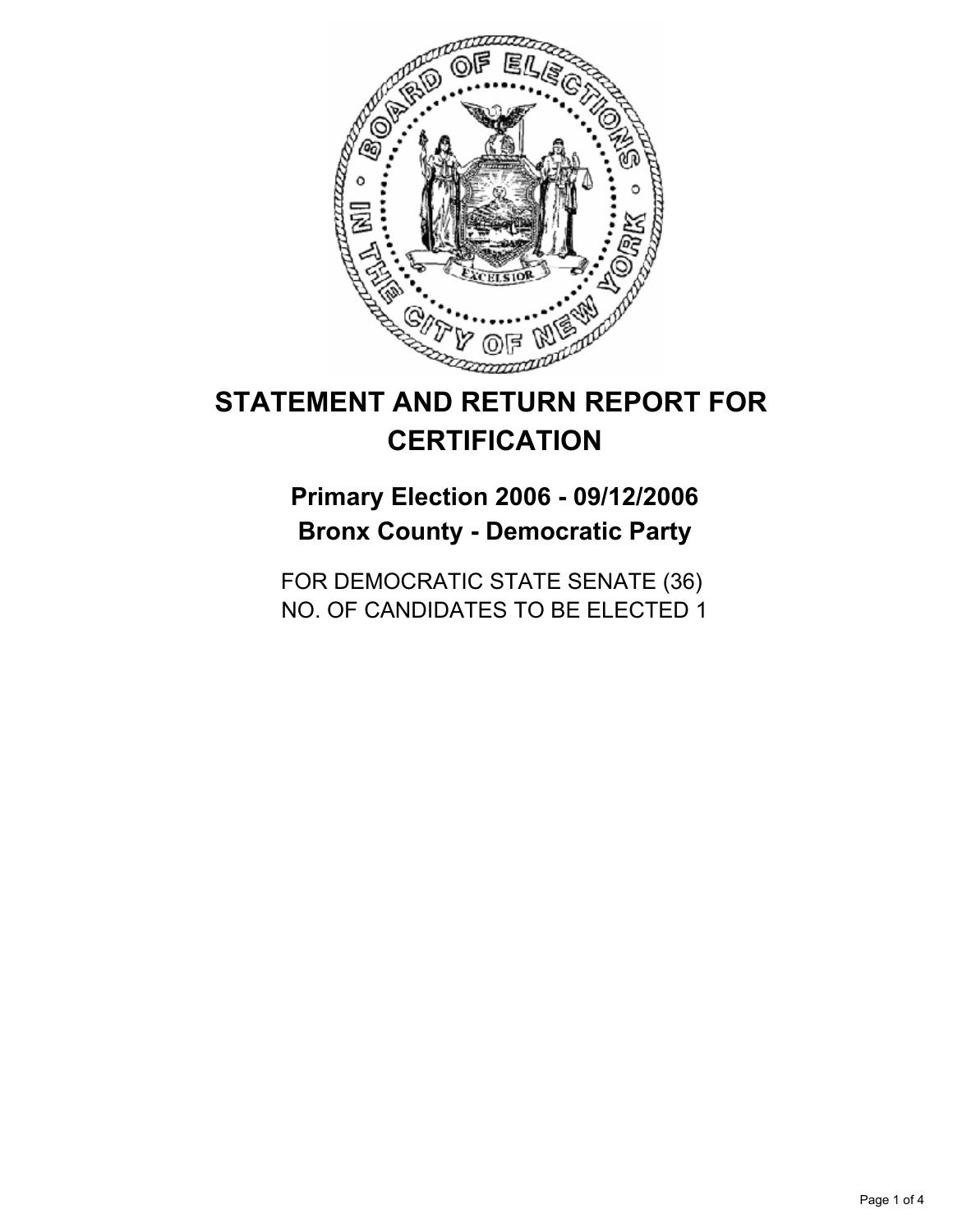# STATEMENT AND RETURN REPORT FOR CERTIFICATION

## Primary Election 2006 - 09/12/2006
## Bronx County - Democratic Party

FOR DEMOCRATIC STATE SENATE (36)
NO. OF CANDIDATES TO BE ELECTED 1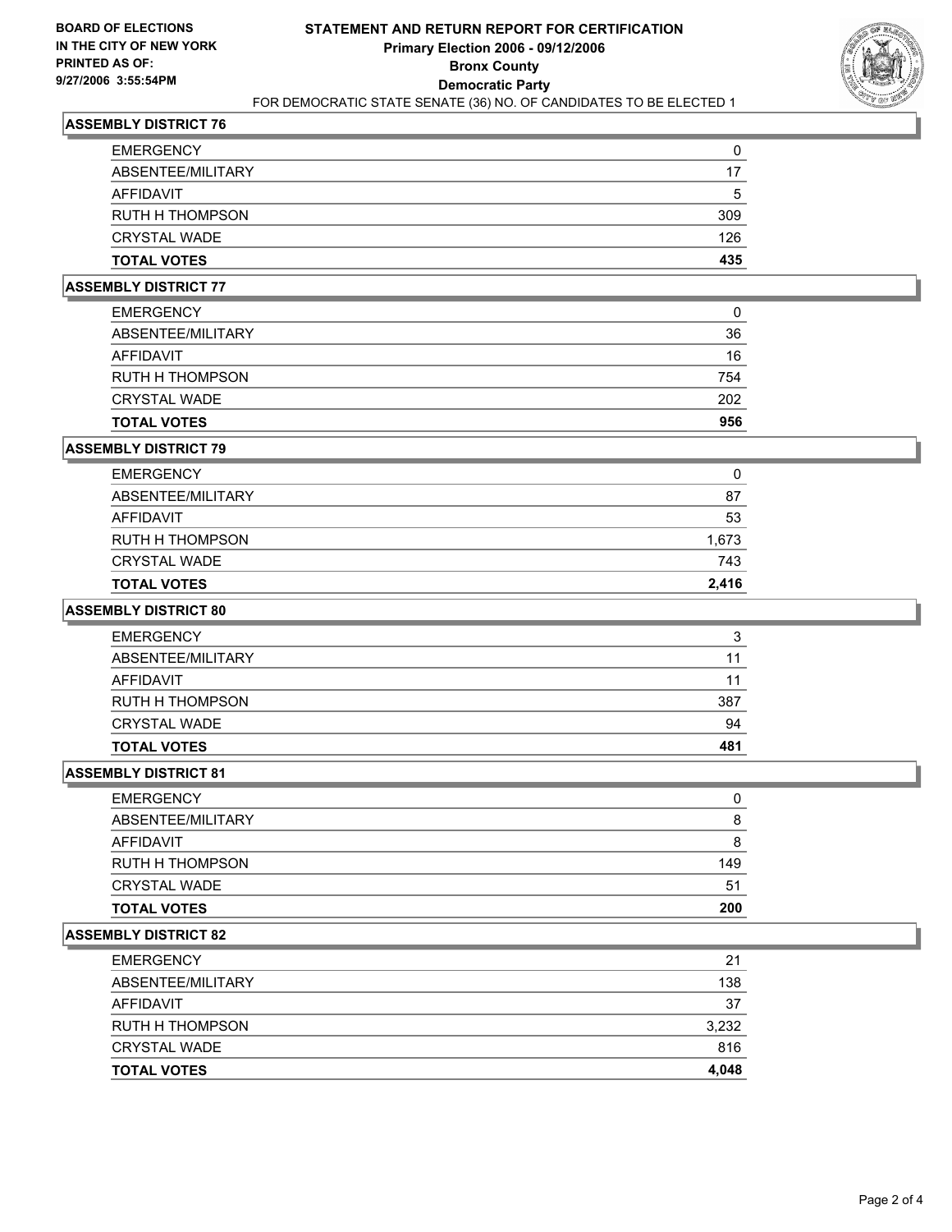**BOARD OF ELECTIONS IN THE CITY OF NEW YORK**
**PRINTED AS OF: 9/27/2006 3:55:54PM**

# STATEMENT AND RETURN REPORT FOR CERTIFICATION
## Primary Election 2006 - 09/12/2006
## Bronx County
## Democratic Party
FOR DEMOCRATIC STATE SENATE (36) NO. OF CANDIDATES TO BE ELECTED 1

### ASSEMBLY DISTRICT 76

| | |
|---|---|
| EMERGENCY | 0 |
| ABSENTEE/MILITARY | 17 |
| AFFIDAVIT | 5 |
| RUTH H THOMPSON | 309 |
| CRYSTAL WADE | 126 |
| **TOTAL VOTES** | **435** |

### ASSEMBLY DISTRICT 77

| | |
|---|---|
| EMERGENCY | 0 |
| ABSENTEE/MILITARY | 36 |
| AFFIDAVIT | 16 |
| RUTH H THOMPSON | 754 |
| CRYSTAL WADE | 202 |
| **TOTAL VOTES** | **956** |

### ASSEMBLY DISTRICT 79

| | |
|---|---|
| EMERGENCY | 0 |
| ABSENTEE/MILITARY | 87 |
| AFFIDAVIT | 53 |
| RUTH H THOMPSON | 1,673 |
| CRYSTAL WADE | 743 |
| **TOTAL VOTES** | **2,416** |

### ASSEMBLY DISTRICT 80

| | |
|---|---|
| EMERGENCY | 3 |
| ABSENTEE/MILITARY | 11 |
| AFFIDAVIT | 11 |
| RUTH H THOMPSON | 387 |
| CRYSTAL WADE | 94 |
| **TOTAL VOTES** | **481** |

### ASSEMBLY DISTRICT 81

| | |
|---|---|
| EMERGENCY | 0 |
| ABSENTEE/MILITARY | 8 |
| AFFIDAVIT | 8 |
| RUTH H THOMPSON | 149 |
| CRYSTAL WADE | 51 |
| **TOTAL VOTES** | **200** |

### ASSEMBLY DISTRICT 82

| | |
|---|---|
| EMERGENCY | 21 |
| ABSENTEE/MILITARY | 138 |
| AFFIDAVIT | 37 |
| RUTH H THOMPSON | 3,232 |
| CRYSTAL WADE | 816 |
| **TOTAL VOTES** | **4,048** |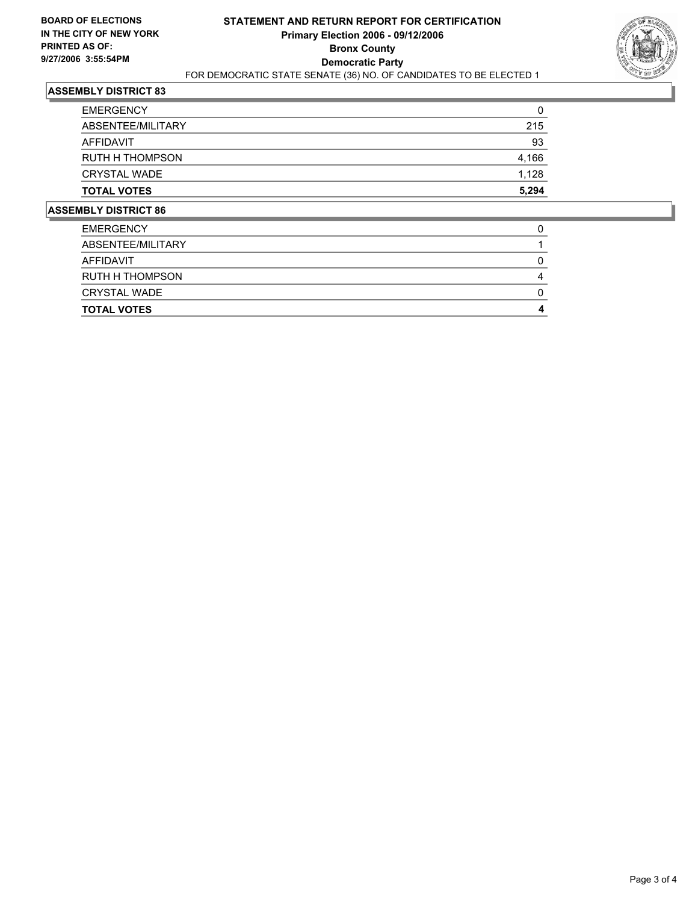**BOARD OF ELECTIONS IN THE CITY OF NEW YORK PRINTED AS OF: 9/27/2006 3:55:54PM**

# STATEMENT AND RETURN REPORT FOR CERTIFICATION

## Primary Election 2006 - 09/12/2006

## Bronx County

## Democratic Party

FOR DEMOCRATIC STATE SENATE (36) NO. OF CANDIDATES TO BE ELECTED 1

### ASSEMBLY DISTRICT 83

| | |
|---|---|
| EMERGENCY | 0 |
| ABSENTEE/MILITARY | 215 |
| AFFIDAVIT | 93 |
| RUTH H THOMPSON | 4,166 |
| CRYSTAL WADE | 1,128 |
| **TOTAL VOTES** | **5,294** |

### ASSEMBLY DISTRICT 86

| | |
|---|---|
| EMERGENCY | 0 |
| ABSENTEE/MILITARY | 1 |
| AFFIDAVIT | 0 |
| RUTH H THOMPSON | 4 |
| CRYSTAL WADE | 0 |
| **TOTAL VOTES** | **4** |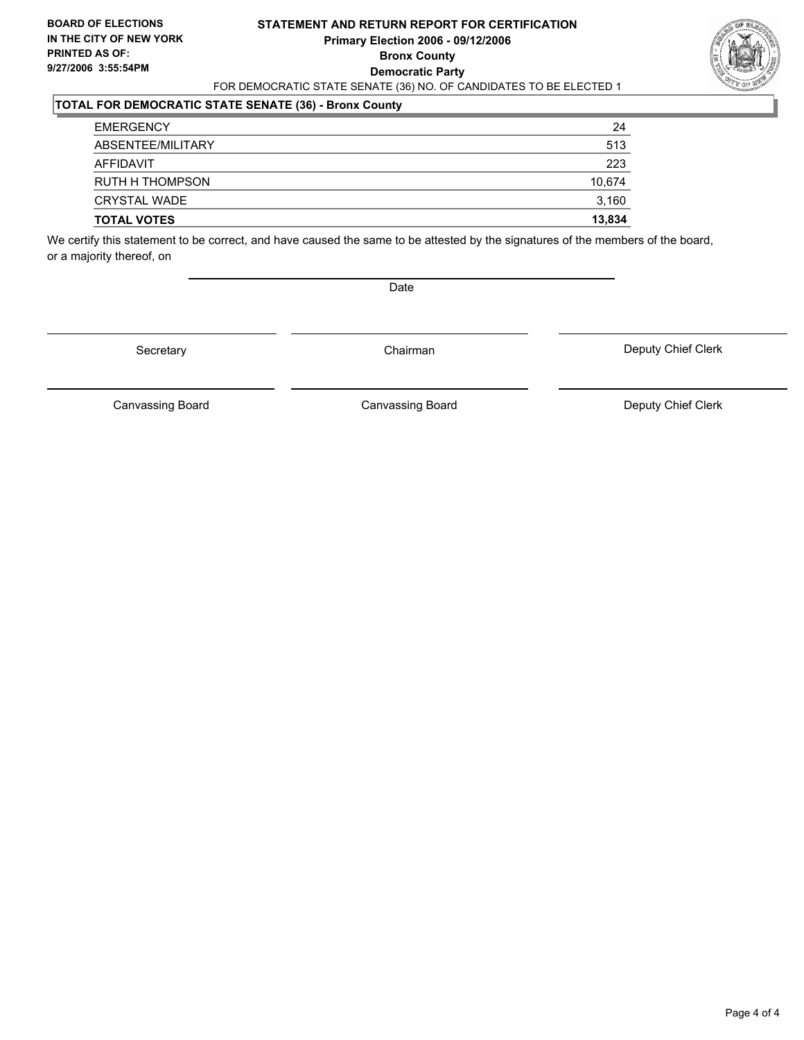**BOARD OF ELECTIONS IN THE CITY OF NEW YORK PRINTED AS OF: 9/27/2006 3:55:54PM**

**STATEMENT AND RETURN REPORT FOR CERTIFICATION**
**Primary Election 2006 - 09/12/2006**
**Bronx County**
**Democratic Party**

FOR DEMOCRATIC STATE SENATE (36) NO. OF CANDIDATES TO BE ELECTED 1

### TOTAL FOR DEMOCRATIC STATE SENATE (36) - Bronx County

| | |
|---|---|
| EMERGENCY | 24 |
| ABSENTEE/MILITARY | 513 |
| AFFIDAVIT | 223 |
| RUTH H THOMPSON | 10,674 |
| CRYSTAL WADE | 3,160 |
| **TOTAL VOTES** | **13,834** |

We certify this statement to be correct, and have caused the same to be attested by the signatures of the members of the board, or a majority thereof, on

Date

Secretary

Chairman

Deputy Chief Clerk

Canvassing Board

Canvassing Board

Deputy Chief Clerk